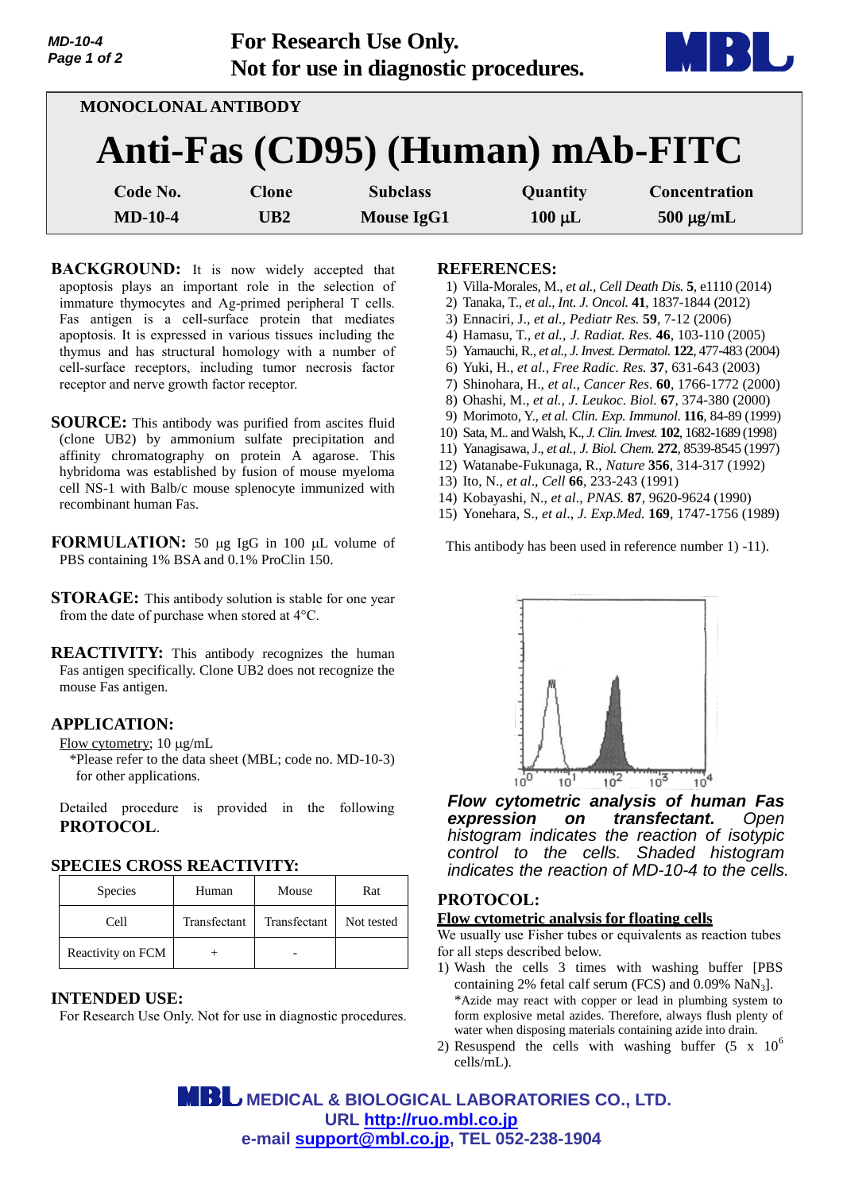**For Research Use Only.**
**Not for use in diagnostic procedures.**

MONOCLONAL ANTIBODY

# Anti-Fas (CD95) (Human) mAb-FITC

| Code No. | Clone | Subclass | Quantity | Concentration |
|---|---|---|---|---|
| MD-10-4 | UB2 | Mouse IgG1 | 100 μL | 500 μg/mL |

**BACKGROUND:** It is now widely accepted that apoptosis plays an important role in the selection of immature thymocytes and Ag-primed peripheral T cells. Fas antigen is a cell-surface protein that mediates apoptosis. It is expressed in various tissues including the thymus and has structural homology with a number of cell-surface receptors, including tumor necrosis factor receptor and nerve growth factor receptor.

**SOURCE:** This antibody was purified from ascites fluid (clone UB2) by ammonium sulfate precipitation and affinity chromatography on protein A agarose. This hybridoma was established by fusion of mouse myeloma cell NS-1 with Balb/c mouse splenocyte immunized with recombinant human Fas.

**FORMULATION:** 50 μg IgG in 100 μL volume of PBS containing 1% BSA and 0.1% ProClin 150.

**STORAGE:** This antibody solution is stable for one year from the date of purchase when stored at 4°C.

**REACTIVITY:** This antibody recognizes the human Fas antigen specifically. Clone UB2 does not recognize the mouse Fas antigen.

## APPLICATION:

Flow cytometry; 10 μg/mL

*Please refer to the data sheet (MBL; code no. MD-10-3) for other applications.

Detailed procedure is provided in the following **PROTOCOL**.

## SPECIES CROSS REACTIVITY:

| Species | Human | Mouse | Rat |
|---|---|---|---|
| Cell | Transfectant | Transfectant | Not tested |
| Reactivity on FCM | + | - | |

## INTENDED USE:

For Research Use Only. Not for use in diagnostic procedures.

## REFERENCES:

1) Villa-Morales, M., *et al., Cell Death Dis.* **5**, e1110 (2014)
2) Tanaka, T., *et al., Int. J. Oncol.* **41**, 1837-1844 (2012)
3) Ennaciri, J., *et al., Pediatr Res.* **59**, 7-12 (2006)
4) Hamasu, T., *et al., J. Radiat. Res.* **46**, 103-110 (2005)
5) Yamauchi, R., *et al., J. Invest. Dermatol.* **122**, 477-483 (2004)
6) Yuki, H., *et al., Free Radic. Res.* **37**, 631-643 (2003)
7) Shinohara, H., *et al., Cancer Res.* **60**, 1766-1772 (2000)
8) Ohashi, M., *et al., J. Leukoc. Biol.* **67**, 374-380 (2000)
9) Morimoto, Y., *et al. Clin. Exp. Immunol.* **116**, 84-89 (1999)
10) Sata, M.. and Walsh, K., *J. Clin. Invest.* **102**, 1682-1689 (1998)
11) Yanagisawa, J., *et al., J. Biol. Chem.* **272**, 8539-8545 (1997)
12) Watanabe-Fukunaga, R., *Nature* **356**, 314-317 (1992)
13) Ito, N., *et al*., *Cell* **66**, 233-243 (1991)
14) Kobayashi, N., *et al., PNAS.* **87**, 9620-9624 (1990)
15) Yonehara, S., *et al., J. Exp.Med.* **169**, 1747-1756 (1989)

This antibody has been used in reference number 1) -11).

***Flow cytometric analysis of human Fas expression on transfectant.*** *Open histogram indicates the reaction of isotypic control to the cells. Shaded histogram indicates the reaction of MD-10-4 to the cells.*

## PROTOCOL:

**Flow cytometric analysis for floating cells**

We usually use Fisher tubes or equivalents as reaction tubes for all steps described below.

1) Wash the cells 3 times with washing buffer [PBS containing 2% fetal calf serum (FCS) and 0.09% $NaN_3$].
   *Azide may react with copper or lead in plumbing system to form explosive metal azides. Therefore, always flush plenty of water when disposing materials containing azide into drain.
2) Resuspend the cells with washing buffer ($5 \times 10^6$ cells/mL).

MEDICAL & BIOLOGICAL LABORATORIES CO., LTD.
URL http://ruo.mbl.co.jp
e-mail support@mbl.co.jp, TEL 052-238-1904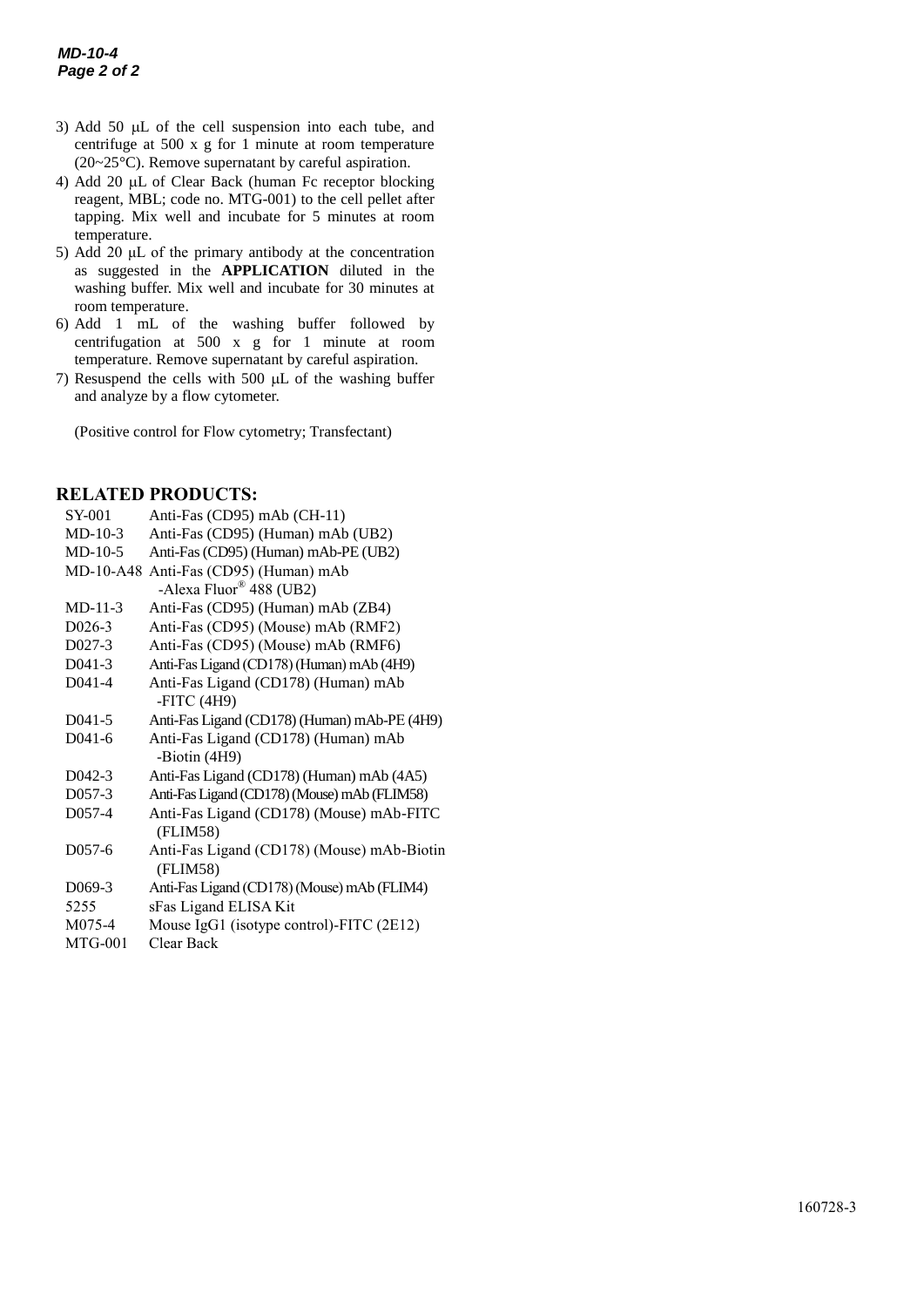3) Add 50 μL of the cell suspension into each tube, and centrifuge at 500 x g for 1 minute at room temperature (20~25°C). Remove supernatant by careful aspiration.
4) Add 20 μL of Clear Back (human Fc receptor blocking reagent, MBL; code no. MTG-001) to the cell pellet after tapping. Mix well and incubate for 5 minutes at room temperature.
5) Add 20 μL of the primary antibody at the concentration as suggested in the **APPLICATION** diluted in the washing buffer. Mix well and incubate for 30 minutes at room temperature.
6) Add 1 mL of the washing buffer followed by centrifugation at 500 x g for 1 minute at room temperature. Remove supernatant by careful aspiration.
7) Resuspend the cells with 500 μL of the washing buffer and analyze by a flow cytometer.

(Positive control for Flow cytometry; Transfectant)

## RELATED PRODUCTS:

| | |
|---|---|
| SY-001 | Anti-Fas (CD95) mAb (CH-11) |
| MD-10-3 | Anti-Fas (CD95) (Human) mAb (UB2) |
| MD-10-5 | Anti-Fas (CD95) (Human) mAb-PE (UB2) |
| MD-10-A48 | Anti-Fas (CD95) (Human) mAb -Alexa Fluor® 488 (UB2) |
| MD-11-3 | Anti-Fas (CD95) (Human) mAb (ZB4) |
| D026-3 | Anti-Fas (CD95) (Mouse) mAb (RMF2) |
| D027-3 | Anti-Fas (CD95) (Mouse) mAb (RMF6) |
| D041-3 | Anti-Fas Ligand (CD178) (Human) mAb (4H9) |
| D041-4 | Anti-Fas Ligand (CD178) (Human) mAb -FITC (4H9) |
| D041-5 | Anti-Fas Ligand (CD178) (Human) mAb-PE (4H9) |
| D041-6 | Anti-Fas Ligand (CD178) (Human) mAb -Biotin (4H9) |
| D042-3 | Anti-Fas Ligand (CD178) (Human) mAb (4A5) |
| D057-3 | Anti-Fas Ligand (CD178) (Mouse) mAb (FLIM58) |
| D057-4 | Anti-Fas Ligand (CD178) (Mouse) mAb-FITC (FLIM58) |
| D057-6 | Anti-Fas Ligand (CD178) (Mouse) mAb-Biotin (FLIM58) |
| D069-3 | Anti-Fas Ligand (CD178) (Mouse) mAb (FLIM4) |
| 5255 | sFas Ligand ELISA Kit |
| M075-4 | Mouse IgG1 (isotype control)-FITC (2E12) |
| MTG-001 | Clear Back |

160728-3